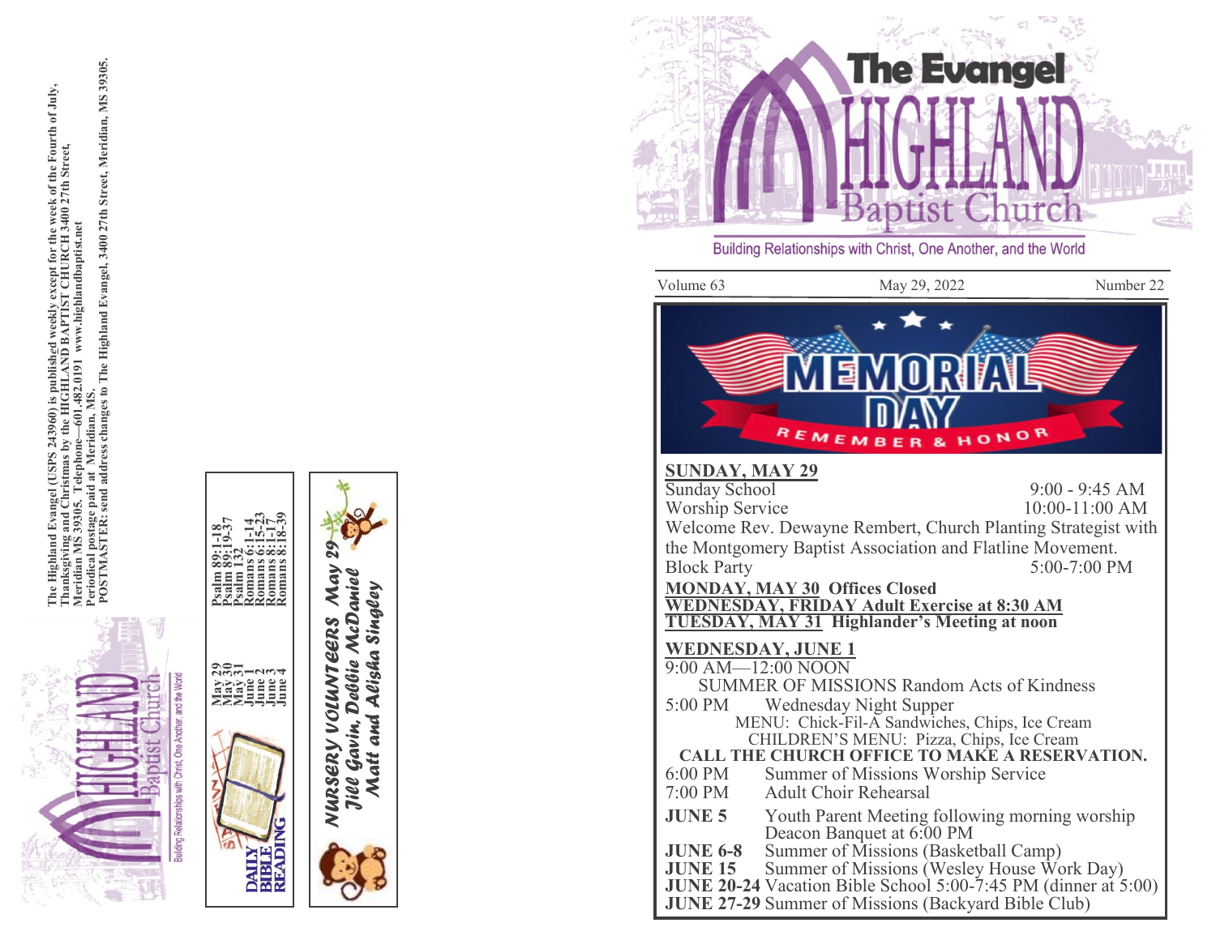# The Evangel

# HIGHLAND Baptist Church

Building Relationships with Christ, One Another, and the World

Volume 63 May 29, 2022 Number 22

MEMORIAL DAY

REMEMBER & HONOR

**SUNDAY, MAY 29**

Sunday School 9:00 - 9:45 AM

Worship Service 10:00-11:00 AM

Welcome Rev. Dewayne Rembert, Church Planting Strategist with the Montgomery Baptist Association and Flatline Movement.

Block Party 5:00-7:00 PM

**MONDAY, MAY 30 Offices Closed**

**WEDNESDAY, FRIDAY Adult Exercise at 8:30 AM**

**TUESDAY, MAY 31 Highlander's Meeting at noon**

**WEDNESDAY, JUNE 1**

9:00 AM—12:00 NOON

SUMMER OF MISSIONS Random Acts of Kindness

5:00 PM Wednesday Night Supper

MENU: Chick-Fil-A Sandwiches, Chips, Ice Cream

CHILDREN'S MENU: Pizza, Chips, Ice Cream

**CALL THE CHURCH OFFICE TO MAKE A RESERVATION.**

6:00 PM Summer of Missions Worship Service

7:00 PM Adult Choir Rehearsal

**JUNE 5** Youth Parent Meeting following morning worship
Deacon Banquet at 6:00 PM

**JUNE 6-8** Summer of Missions (Basketball Camp)

**JUNE 15** Summer of Missions (Wesley House Work Day)

**JUNE 20-24** Vacation Bible School 5:00-7:45 PM (dinner at 5:00)

**JUNE 27-29** Summer of Missions (Backyard Bible Club)

---

**The Highland Evangel (USPS 243960) is published weekly except for the week of the Fourth of July, Thanksgiving and Christmas by the HIGHLAND BAPTIST CHURCH 3400 27th Street, Meridian MS 39305. Telephone—601.482.0191 www.highlandbaptist.net**
**Periodical postage paid at Meridian, MS.**
**POSTMASTER: send address changes to The Highland Evangel, 3400 27th Street, Meridian, MS 39305.**

HIGHLAND Baptist Church — Building Relationships with Christ, One Another, and the World

**DAILY BIBLE READING**

| | |
|---|---|
| May 29 | Psalm 89:1-18 |
| May 30 | Psalm 89:19-37 |
| May 31 | Psalm 132 |
| June 1 | Romans 6:1-14 |
| June 2 | Romans 6:15-23 |
| June 3 | Romans 8:1-17 |
| June 4 | Romans 8:18-39 |

***NURSERY VOLUNTEERS May 29***
***Jill Gavin, Debbie McDaniel***
***Matt and Alisha Singley***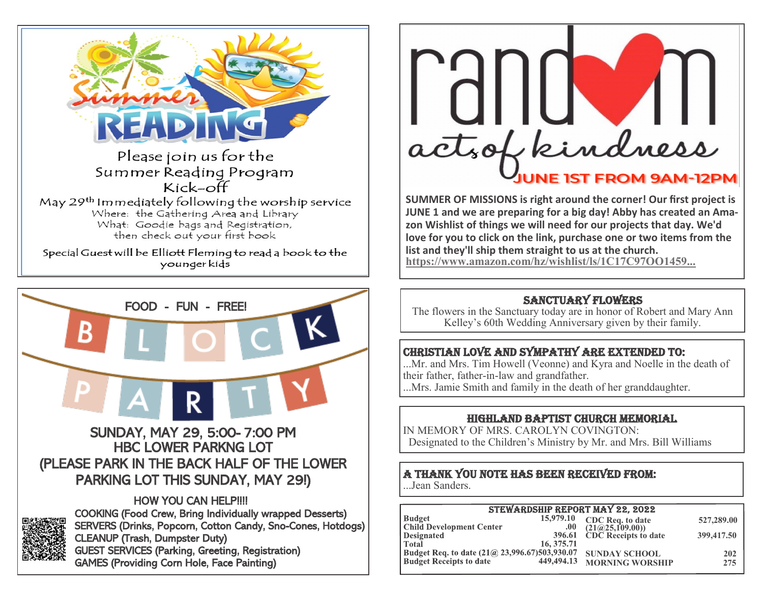# Summer READING

Please join us for the Summer Reading Program Kick-off

May 29th Immediately following the worship service

Where: the Gathering Area and Library

What: Goodie bags and Registration, then check out your first book

Special Guest will be Elliott Fleming to read a book to the younger kids

# FOOD - FUN - FREE!

# BLOCK PARTY

## SUNDAY, MAY 29, 5:00- 7:00 PM
## HBC LOWER PARKNG LOT
## (PLEASE PARK IN THE BACK HALF OF THE LOWER PARKING LOT THIS SUNDAY, MAY 29!)

### HOW YOU CAN HELP!!!!

- COOKING (Food Crew, Bring Individually wrapped Desserts)
- SERVERS (Drinks, Popcorn, Cotton Candy, Sno-Cones, Hotdogs)
- CLEANUP (Trash, Dumpster Duty)
- GUEST SERVICES (Parking, Greeting, Registration)
- GAMES (Providing Corn Hole, Face Painting)

# random act of kindness

**JUNE 1ST FROM 9AM-12PM**

**SUMMER OF MISSIONS is right around the corner! Our first project is JUNE 1 and we are preparing for a big day! Abby has created an Amazon Wishlist of things we will need for our projects that day. We'd love for you to click on the link, purchase one or two items from the list and they'll ship them straight to us at the church.**

https://www.amazon.com/hz/wishlist/ls/1C17C97OO1459...

## SANCTUARY FLOWERS

The flowers in the Sanctuary today are in honor of Robert and Mary Ann Kelley's 60th Wedding Anniversary given by their family.

## CHRISTIAN LOVE AND SYMPATHY ARE EXTENDED TO:

...Mr. and Mrs. Tim Howell (Veonne) and Kyra and Noelle in the death of their father, father-in-law and grandfather.

...Mrs. Jamie Smith and family in the death of her granddaughter.

## HIGHLAND BAPTIST CHURCH MEMORIAL

IN MEMORY OF MRS. CAROLYN COVINGTON:

Designated to the Children's Ministry by Mr. and Mrs. Bill Williams

## A THANK YOU NOTE HAS BEEN RECEIVED FROM:

...Jean Sanders.

## STEWARDSHIP REPORT MAY 22, 2022

| | | | |
|---|---|---|---|
| Budget | 15,979.10 | CDC Req. to date (21@25,109.00)) | 527,289.00 |
| Child Development Center | .00 | | |
| Designated | 396.61 | CDC Receipts to date | 399,417.50 |
| Total | 16, 375.71 | | |
| Budget Req. to date (21@ 23,996.67) | 503,930.07 | SUNDAY SCHOOL | 202 |
| Budget Receipts to date | 449,494.13 | MORNING WORSHIP | 275 |